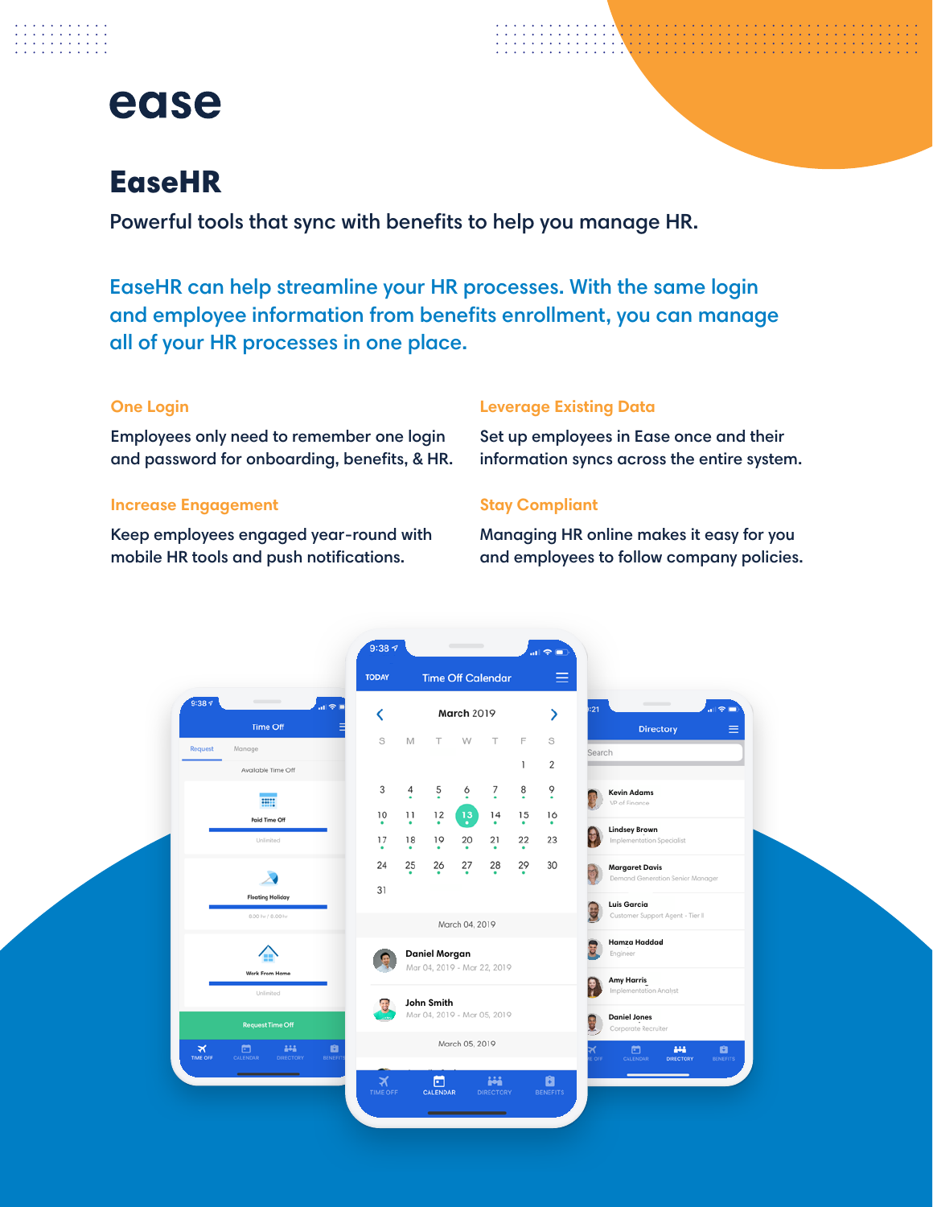ease

# EaseHR

Powerful tools that sync with benefits to help you manage HR.

EaseHR can help streamline your HR processes. With the same login and employee information from benefits enrollment, you can manage all of your HR processes in one place.

### One Login

Employees only need to remember one login and password for onboarding, benefits, & HR.

### Leverage Existing Data

Set up employees in Ease once and their information syncs across the entire system.

### Increase Engagement

Keep employees engaged year-round with mobile HR tools and push notifications.

### Stay Compliant

Managing HR online makes it easy for you and employees to follow company policies.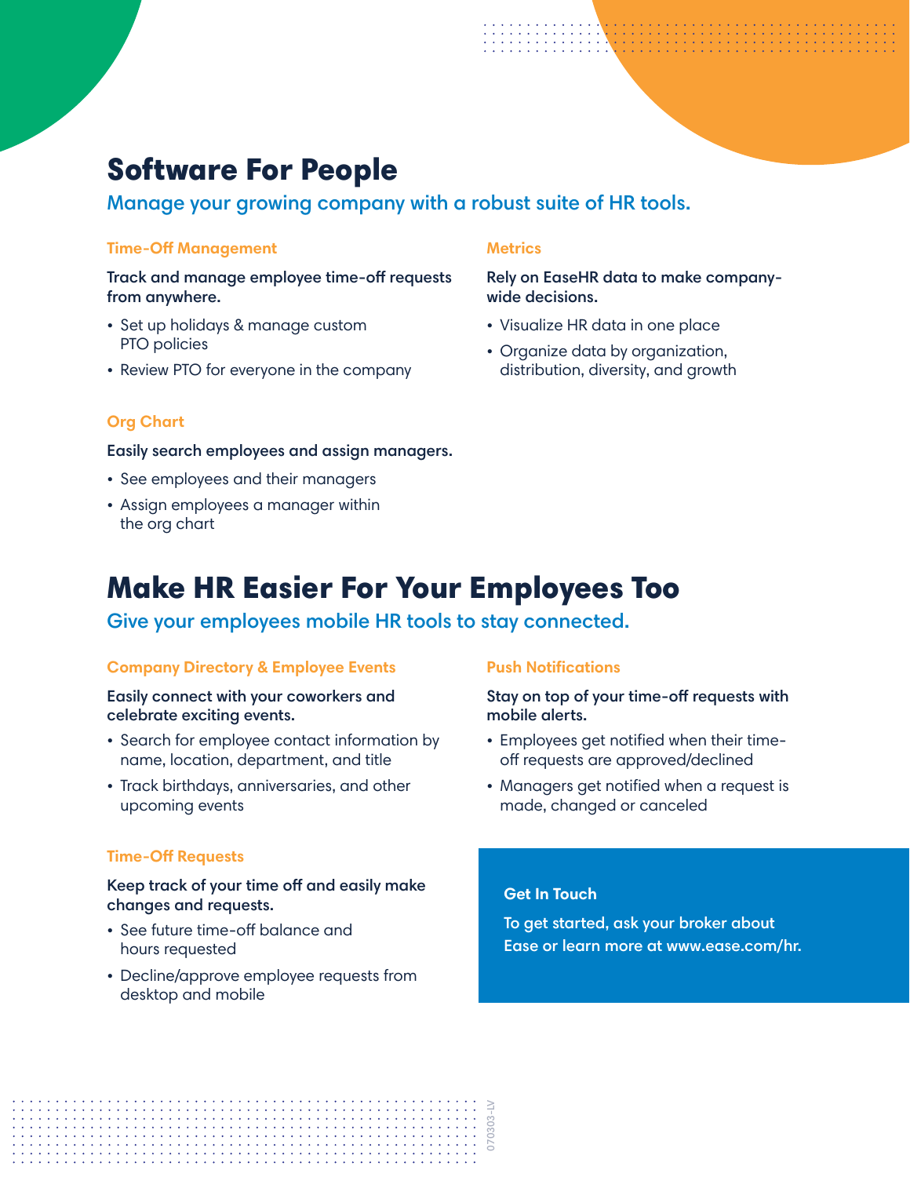# Software For People

**Manage your growing company with a robust suite of HR tools.**

### Time-Off Management

**Track and manage employee time-off requests from anywhere.**

- Set up holidays & manage custom PTO policies
- Review PTO for everyone in the company

### Org Chart

**Easily search employees and assign managers.**

- See employees and their managers
- Assign employees a manager within the org chart

### Metrics

**Rely on EaseHR data to make company-wide decisions.**

- Visualize HR data in one place
- Organize data by organization, distribution, diversity, and growth

# Make HR Easier For Your Employees Too

**Give your employees mobile HR tools to stay connected.**

### Company Directory & Employee Events

**Easily connect with your coworkers and celebrate exciting events.**

- Search for employee contact information by name, location, department, and title
- Track birthdays, anniversaries, and other upcoming events

### Time-Off Requests

**Keep track of your time off and easily make changes and requests.**

- See future time-off balance and hours requested
- Decline/approve employee requests from desktop and mobile

### Push Notifications

**Stay on top of your time-off requests with mobile alerts.**

- Employees get notified when their time-off requests are approved/declined
- Managers get notified when a request is made, changed or canceled

**Get In Touch**

To get started, ask your broker about Ease or learn more at www.ease.com/hr.

070303-LV